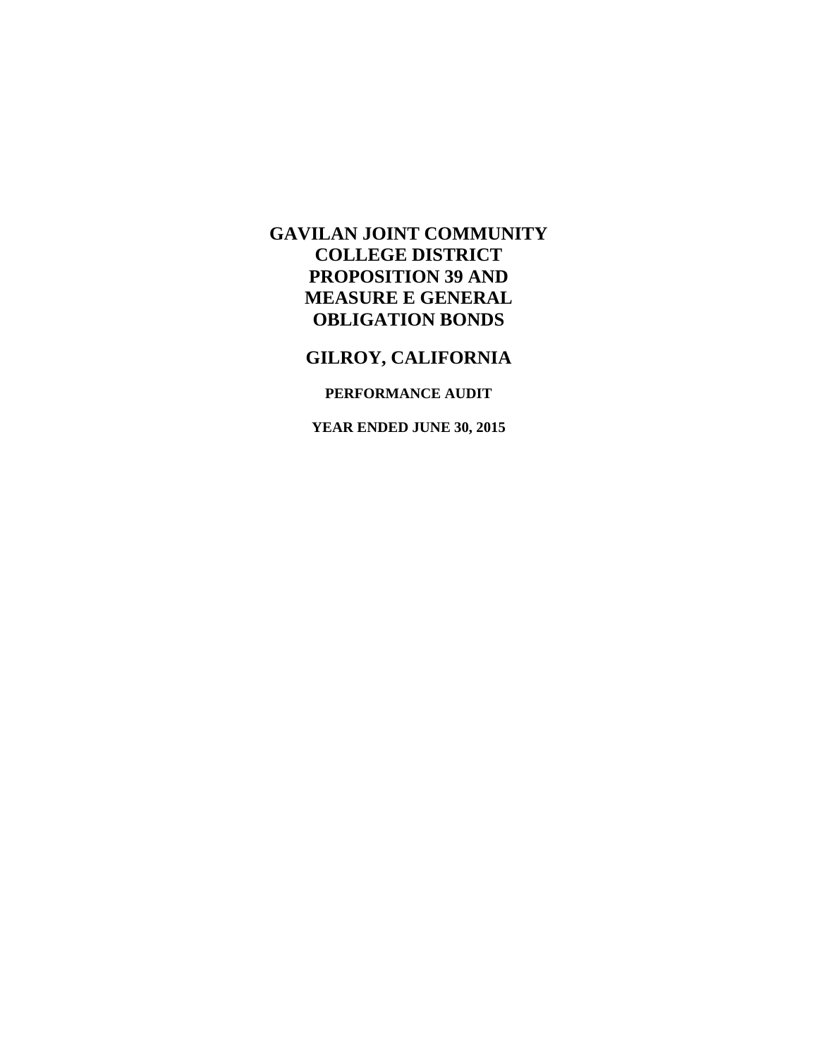# GAVILAN JOINT COMMUNITY COLLEGE DISTRICT PROPOSITION 39 AND MEASURE E GENERAL OBLIGATION BONDS

## GILROY, CALIFORNIA

### PERFORMANCE AUDIT

### YEAR ENDED JUNE 30, 2015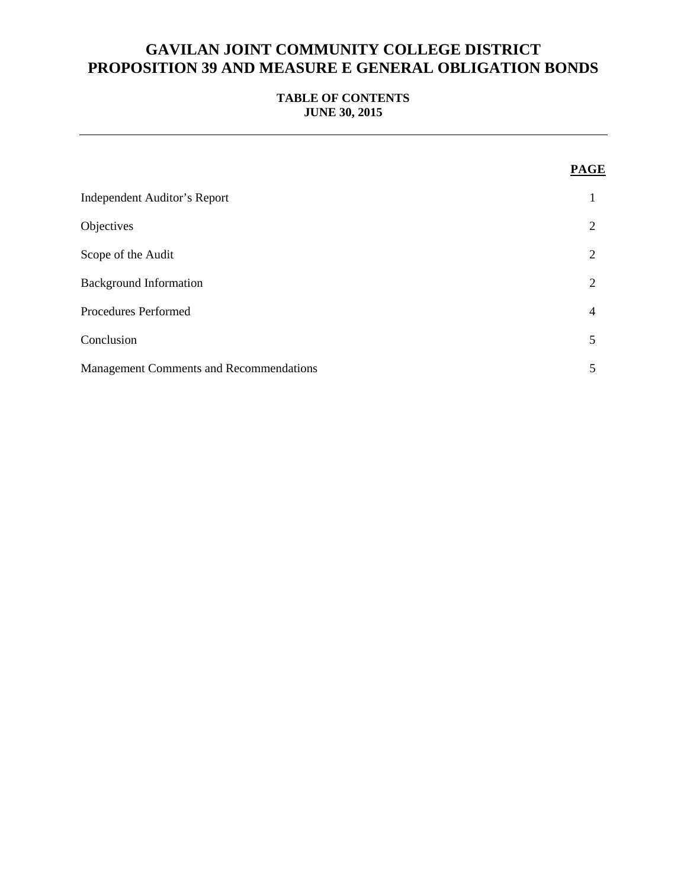# GAVILAN JOINT COMMUNITY COLLEGE DISTRICT
# PROPOSITION 39 AND MEASURE E GENERAL OBLIGATION BONDS

**TABLE OF CONTENTS**
**JUNE 30, 2015**

---

| | **PAGE** |
|---|---|
| Independent Auditor's Report | 1 |
| Objectives | 2 |
| Scope of the Audit | 2 |
| Background Information | 2 |
| Procedures Performed | 4 |
| Conclusion | 5 |
| Management Comments and Recommendations | 5 |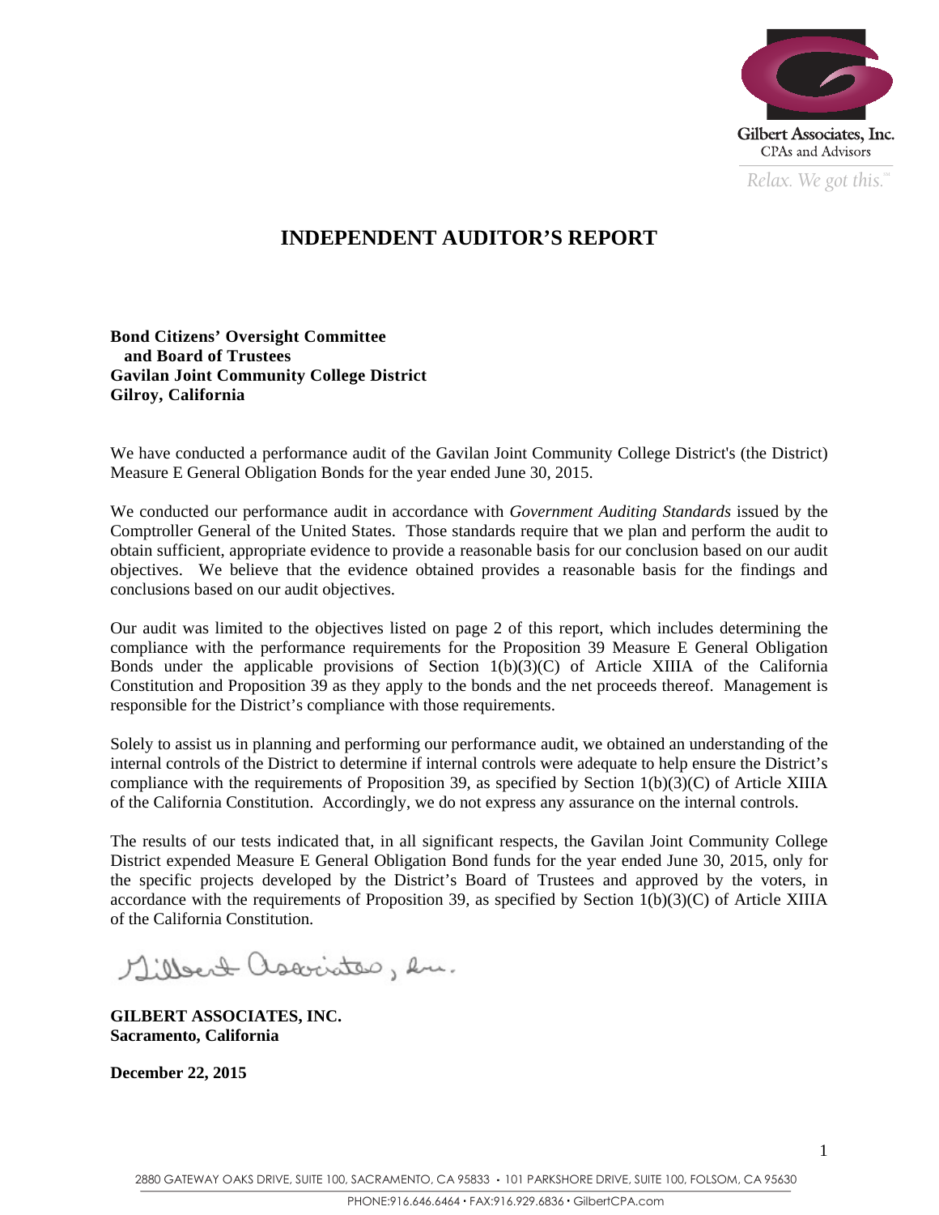Gilbert Associates, Inc.
CPAs and Advisors
*Relax. We got this.*

# INDEPENDENT AUDITOR'S REPORT

**Bond Citizens' Oversight Committee**
**and Board of Trustees**
**Gavilan Joint Community College District**
**Gilroy, California**

We have conducted a performance audit of the Gavilan Joint Community College District's (the District) Measure E General Obligation Bonds for the year ended June 30, 2015.

We conducted our performance audit in accordance with *Government Auditing Standards* issued by the Comptroller General of the United States. Those standards require that we plan and perform the audit to obtain sufficient, appropriate evidence to provide a reasonable basis for our conclusion based on our audit objectives. We believe that the evidence obtained provides a reasonable basis for the findings and conclusions based on our audit objectives.

Our audit was limited to the objectives listed on page 2 of this report, which includes determining the compliance with the performance requirements for the Proposition 39 Measure E General Obligation Bonds under the applicable provisions of Section 1(b)(3)(C) of Article XIIIA of the California Constitution and Proposition 39 as they apply to the bonds and the net proceeds thereof. Management is responsible for the District's compliance with those requirements.

Solely to assist us in planning and performing our performance audit, we obtained an understanding of the internal controls of the District to determine if internal controls were adequate to help ensure the District's compliance with the requirements of Proposition 39, as specified by Section 1(b)(3)(C) of Article XIIIA of the California Constitution. Accordingly, we do not express any assurance on the internal controls.

The results of our tests indicated that, in all significant respects, the Gavilan Joint Community College District expended Measure E General Obligation Bond funds for the year ended June 30, 2015, only for the specific projects developed by the District's Board of Trustees and approved by the voters, in accordance with the requirements of Proposition 39, as specified by Section 1(b)(3)(C) of Article XIIIA of the California Constitution.

*Gilbert Associates, Inc.*

**GILBERT ASSOCIATES, INC.**
**Sacramento, California**

**December 22, 2015**

2880 GATEWAY OAKS DRIVE, SUITE 100, SACRAMENTO, CA 95833 • 101 PARKSHORE DRIVE, SUITE 100, FOLSOM, CA 95630
PHONE:916.646.6464 • FAX:916.929.6836 • GilbertCPA.com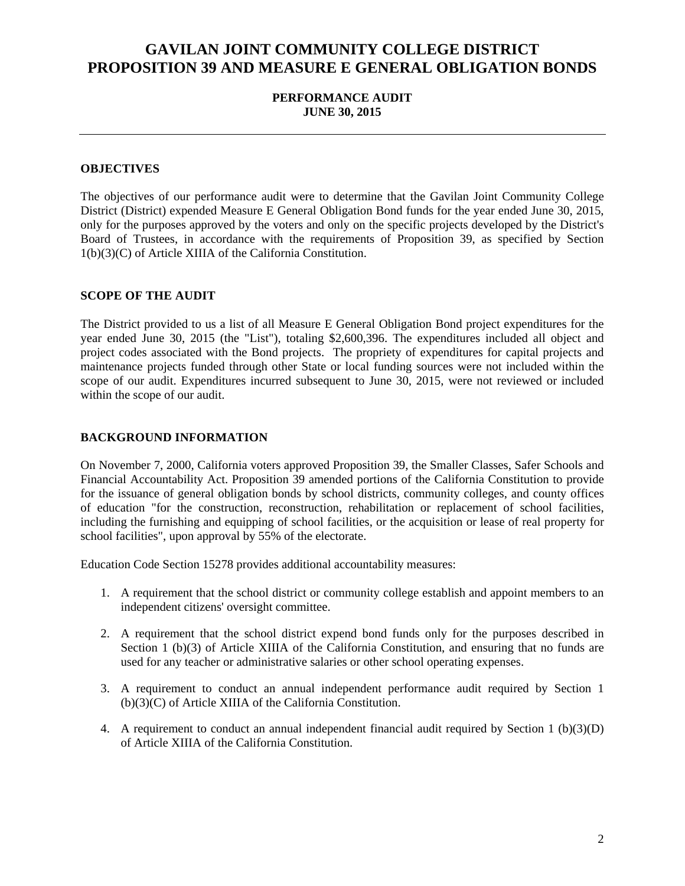# GAVILAN JOINT COMMUNITY COLLEGE DISTRICT
# PROPOSITION 39 AND MEASURE E GENERAL OBLIGATION BONDS

**PERFORMANCE AUDIT**
**JUNE 30, 2015**

---

## OBJECTIVES

The objectives of our performance audit were to determine that the Gavilan Joint Community College District (District) expended Measure E General Obligation Bond funds for the year ended June 30, 2015, only for the purposes approved by the voters and only on the specific projects developed by the District's Board of Trustees, in accordance with the requirements of Proposition 39, as specified by Section 1(b)(3)(C) of Article XIIIA of the California Constitution.

## SCOPE OF THE AUDIT

The District provided to us a list of all Measure E General Obligation Bond project expenditures for the year ended June 30, 2015 (the "List"), totaling $2,600,396. The expenditures included all object and project codes associated with the Bond projects. The propriety of expenditures for capital projects and maintenance projects funded through other State or local funding sources were not included within the scope of our audit. Expenditures incurred subsequent to June 30, 2015, were not reviewed or included within the scope of our audit.

## BACKGROUND INFORMATION

On November 7, 2000, California voters approved Proposition 39, the Smaller Classes, Safer Schools and Financial Accountability Act. Proposition 39 amended portions of the California Constitution to provide for the issuance of general obligation bonds by school districts, community colleges, and county offices of education "for the construction, reconstruction, rehabilitation or replacement of school facilities, including the furnishing and equipping of school facilities, or the acquisition or lease of real property for school facilities", upon approval by 55% of the electorate.

Education Code Section 15278 provides additional accountability measures:

1. A requirement that the school district or community college establish and appoint members to an independent citizens' oversight committee.
2. A requirement that the school district expend bond funds only for the purposes described in Section 1 (b)(3) of Article XIIIA of the California Constitution, and ensuring that no funds are used for any teacher or administrative salaries or other school operating expenses.
3. A requirement to conduct an annual independent performance audit required by Section 1 (b)(3)(C) of Article XIIIA of the California Constitution.
4. A requirement to conduct an annual independent financial audit required by Section 1 (b)(3)(D) of Article XIIIA of the California Constitution.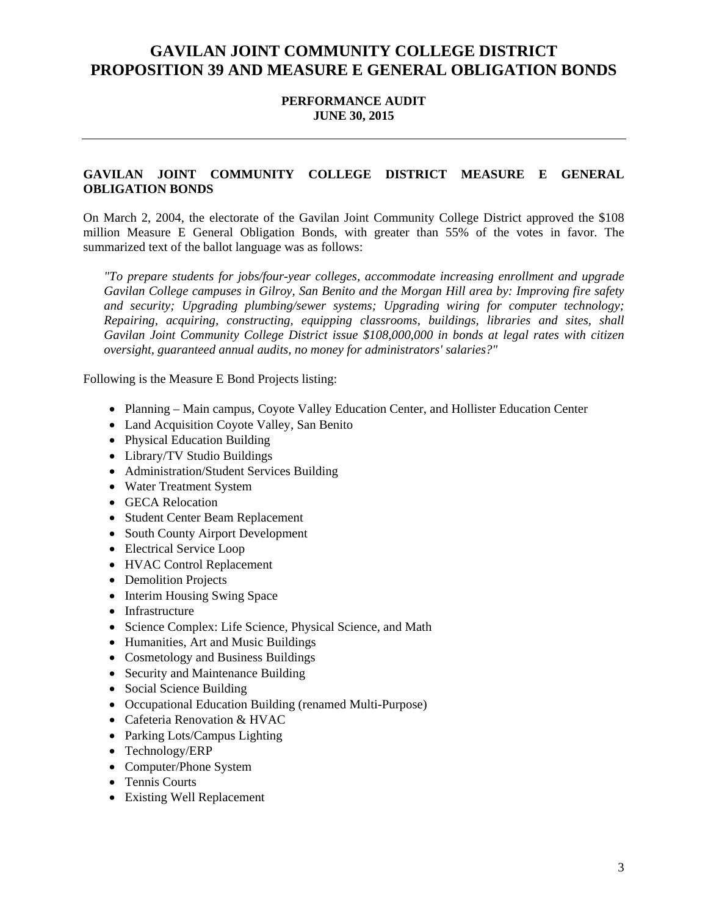# GAVILAN JOINT COMMUNITY COLLEGE DISTRICT PROPOSITION 39 AND MEASURE E GENERAL OBLIGATION BONDS

**PERFORMANCE AUDIT**
**JUNE 30, 2015**

---

## GAVILAN JOINT COMMUNITY COLLEGE DISTRICT MEASURE E GENERAL OBLIGATION BONDS

On March 2, 2004, the electorate of the Gavilan Joint Community College District approved the $108 million Measure E General Obligation Bonds, with greater than 55% of the votes in favor. The summarized text of the ballot language was as follows:

*"To prepare students for jobs/four-year colleges, accommodate increasing enrollment and upgrade Gavilan College campuses in Gilroy, San Benito and the Morgan Hill area by: Improving fire safety and security; Upgrading plumbing/sewer systems; Upgrading wiring for computer technology; Repairing, acquiring, constructing, equipping classrooms, buildings, libraries and sites, shall Gavilan Joint Community College District issue $108,000,000 in bonds at legal rates with citizen oversight, guaranteed annual audits, no money for administrators' salaries?"*

Following is the Measure E Bond Projects listing:

- Planning – Main campus, Coyote Valley Education Center, and Hollister Education Center
- Land Acquisition Coyote Valley, San Benito
- Physical Education Building
- Library/TV Studio Buildings
- Administration/Student Services Building
- Water Treatment System
- GECA Relocation
- Student Center Beam Replacement
- South County Airport Development
- Electrical Service Loop
- HVAC Control Replacement
- Demolition Projects
- Interim Housing Swing Space
- Infrastructure
- Science Complex: Life Science, Physical Science, and Math
- Humanities, Art and Music Buildings
- Cosmetology and Business Buildings
- Security and Maintenance Building
- Social Science Building
- Occupational Education Building (renamed Multi-Purpose)
- Cafeteria Renovation & HVAC
- Parking Lots/Campus Lighting
- Technology/ERP
- Computer/Phone System
- Tennis Courts
- Existing Well Replacement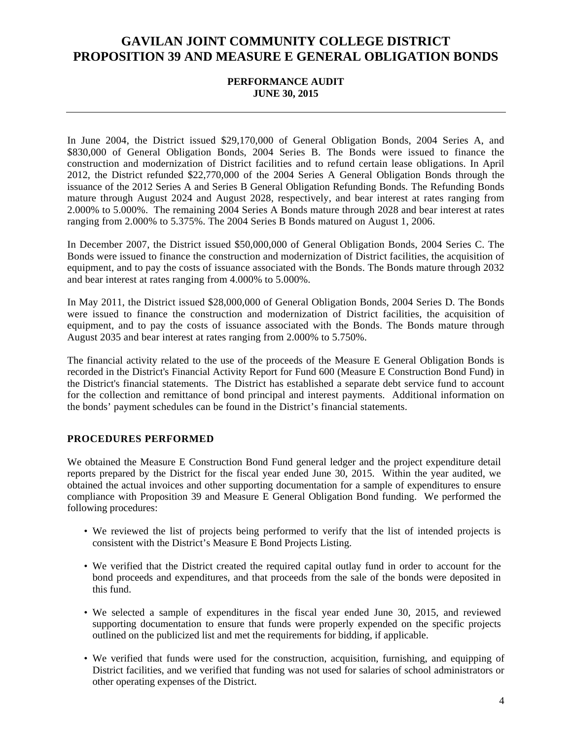# GAVILAN JOINT COMMUNITY COLLEGE DISTRICT
# PROPOSITION 39 AND MEASURE E GENERAL OBLIGATION BONDS

**PERFORMANCE AUDIT**
**JUNE 30, 2015**

---

In June 2004, the District issued $29,170,000 of General Obligation Bonds, 2004 Series A, and $830,000 of General Obligation Bonds, 2004 Series B. The Bonds were issued to finance the construction and modernization of District facilities and to refund certain lease obligations. In April 2012, the District refunded $22,770,000 of the 2004 Series A General Obligation Bonds through the issuance of the 2012 Series A and Series B General Obligation Refunding Bonds. The Refunding Bonds mature through August 2024 and August 2028, respectively, and bear interest at rates ranging from 2.000% to 5.000%. The remaining 2004 Series A Bonds mature through 2028 and bear interest at rates ranging from 2.000% to 5.375%. The 2004 Series B Bonds matured on August 1, 2006.

In December 2007, the District issued $50,000,000 of General Obligation Bonds, 2004 Series C. The Bonds were issued to finance the construction and modernization of District facilities, the acquisition of equipment, and to pay the costs of issuance associated with the Bonds. The Bonds mature through 2032 and bear interest at rates ranging from 4.000% to 5.000%.

In May 2011, the District issued $28,000,000 of General Obligation Bonds, 2004 Series D. The Bonds were issued to finance the construction and modernization of District facilities, the acquisition of equipment, and to pay the costs of issuance associated with the Bonds. The Bonds mature through August 2035 and bear interest at rates ranging from 2.000% to 5.750%.

The financial activity related to the use of the proceeds of the Measure E General Obligation Bonds is recorded in the District's Financial Activity Report for Fund 600 (Measure E Construction Bond Fund) in the District's financial statements. The District has established a separate debt service fund to account for the collection and remittance of bond principal and interest payments. Additional information on the bonds' payment schedules can be found in the District's financial statements.

## PROCEDURES PERFORMED

We obtained the Measure E Construction Bond Fund general ledger and the project expenditure detail reports prepared by the District for the fiscal year ended June 30, 2015. Within the year audited, we obtained the actual invoices and other supporting documentation for a sample of expenditures to ensure compliance with Proposition 39 and Measure E General Obligation Bond funding. We performed the following procedures:

- We reviewed the list of projects being performed to verify that the list of intended projects is consistent with the District's Measure E Bond Projects Listing.
- We verified that the District created the required capital outlay fund in order to account for the bond proceeds and expenditures, and that proceeds from the sale of the bonds were deposited in this fund.
- We selected a sample of expenditures in the fiscal year ended June 30, 2015, and reviewed supporting documentation to ensure that funds were properly expended on the specific projects outlined on the publicized list and met the requirements for bidding, if applicable.
- We verified that funds were used for the construction, acquisition, furnishing, and equipping of District facilities, and we verified that funding was not used for salaries of school administrators or other operating expenses of the District.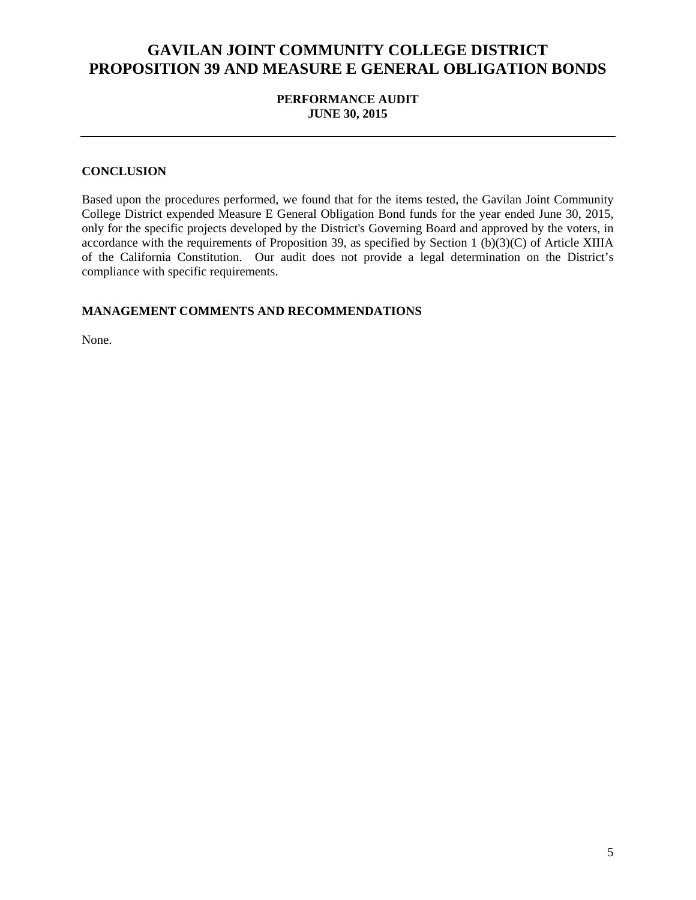# GAVILAN JOINT COMMUNITY COLLEGE DISTRICT
# PROPOSITION 39 AND MEASURE E GENERAL OBLIGATION BONDS

**PERFORMANCE AUDIT**
**JUNE 30, 2015**

---

## CONCLUSION

Based upon the procedures performed, we found that for the items tested, the Gavilan Joint Community College District expended Measure E General Obligation Bond funds for the year ended June 30, 2015, only for the specific projects developed by the District's Governing Board and approved by the voters, in accordance with the requirements of Proposition 39, as specified by Section 1 (b)(3)(C) of Article XIIIA of the California Constitution. Our audit does not provide a legal determination on the District's compliance with specific requirements.

## MANAGEMENT COMMENTS AND RECOMMENDATIONS

None.